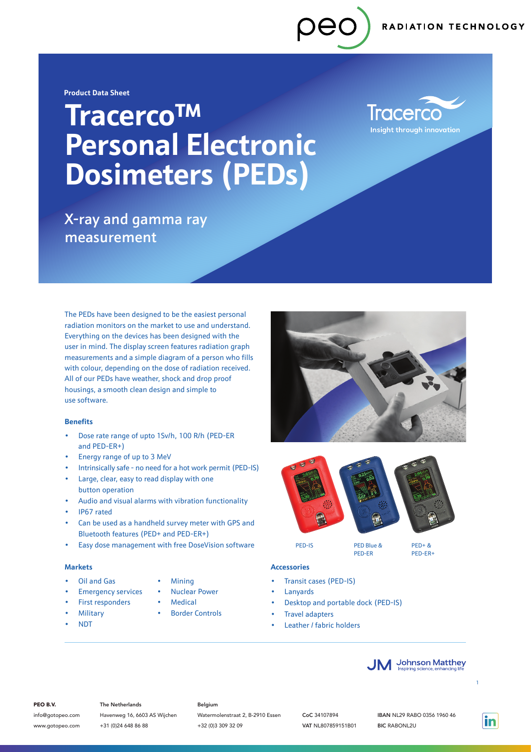Product Data Sheet

# Tracerco™ Personal Electronic Dosimeters (PEDs)

## X-ray and gamma ray measurement

The PEDs have been designed to be the easiest personal radiation monitors on the market to use and understand. Everything on the devices has been designed with the user in mind. The display screen features radiation graph measurements and a simple diagram of a person who fills with colour, depending on the dose of radiation received. All of our PEDs have weather, shock and drop proof housings, a smooth clean design and simple to use software.

### Benefits

- Dose rate range of upto 1Sv/h, 100 R/h (PED-ER and PED-ER+)
- Energy range of up to 3 MeV
- Intrinsically safe - no need for a hot work permit (PED-IS)
- Large, clear, easy to read display with one button operation
- Audio and visual alarms with vibration functionality
- IP67 rated
- Can be used as a handheld survey meter with GPS and Bluetooth features (PED+ and PED-ER+)
- Easy dose management with free DoseVision software

### Markets

- Oil and Gas
- Emergency services
- First responders
- Military
- NDT
- Mining
- Nuclear Power
- Medical
- Border Controls

PED-IS

PED Blue & PED-ER

PED+ & PED-ER+

### Accessories

- Transit cases (PED-IS)
- Lanyards
- Desktop and portable dock (PED-IS)
- Travel adapters
- Leather / fabric holders

**PEO B.V.**
info@gotopeo.com
www.gotopeo.com

**The Netherlands**
Havenweg 16, 6603 AS Wijchen
+31 (0)24 648 86 88

**Belgium**
Watermolenstraat 2, B-2910 Essen
+32 (0)3 309 32 09

**CoC** 34107894
**VAT** NL807859151B01

**IBAN** NL29 RABO 0356 1960 46
**BIC** RABONL2U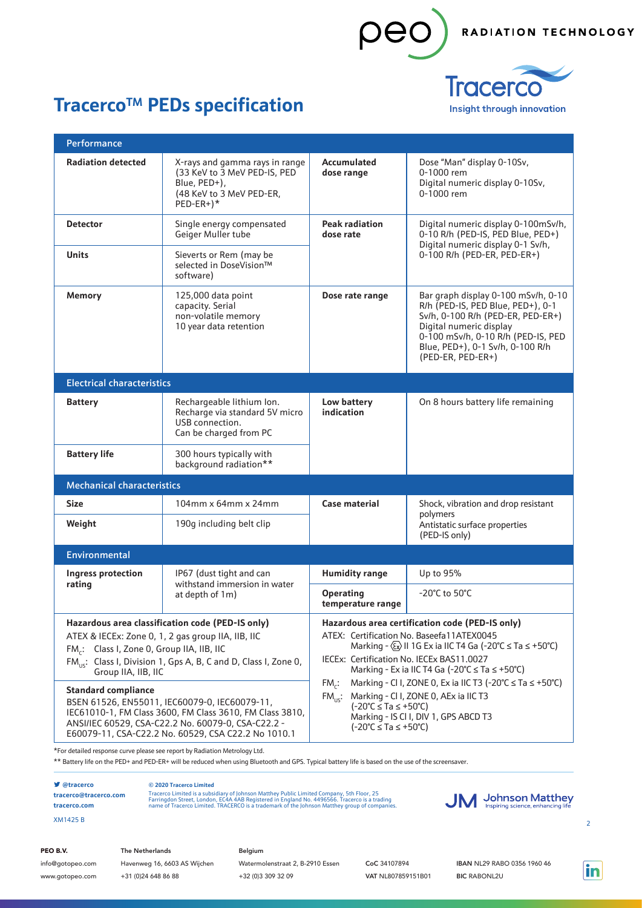# Tracerco™ PEDs specification

RADIATION TECHNOLOGY

Insight through innovation

| Performance | | | |
|---|---|---|---|
| **Radiation detected** | X-rays and gamma rays in range (33 KeV to 3 MeV PED-IS, PED Blue, PED+), (48 KeV to 3 MeV PED-ER, PED-ER+)* | **Accumulated dose range** | Dose "Man" display 0-10Sv, 0-1000 rem<br>Digital numeric display 0-10Sv, 0-1000 rem |
| **Detector** | Single energy compensated Geiger Muller tube | **Peak radiation dose rate** | Digital numeric display 0-100mSv/h, 0-10 R/h (PED-IS, PED Blue, PED+)<br>Digital numeric display 0-1 Sv/h, 0-100 R/h (PED-ER, PED-ER+) |
| **Units** | Sieverts or Rem (may be selected in DoseVision™ software) | | |
| **Memory** | 125,000 data point capacity. Serial non-volatile memory<br>10 year data retention | **Dose rate range** | Bar graph display 0-100 mSv/h, 0-10 R/h (PED-IS, PED Blue, PED+), 0-1 Sv/h, 0-100 R/h (PED-ER, PED-ER+)<br>Digital numeric display 0-100 mSv/h, 0-10 R/h (PED-IS, PED Blue, PED+), 0-1 Sv/h, 0-100 R/h (PED-ER, PED-ER+) |
| **Electrical characteristics** | | | |
| **Battery** | Rechargeable lithium Ion. Recharge via standard 5V micro USB connection.<br>Can be charged from PC | **Low battery indication** | On 8 hours battery life remaining |
| **Battery life** | 300 hours typically with background radiation** | | |
| **Mechanical characteristics** | | | |
| **Size** | 104mm x 64mm x 24mm | **Case material** | Shock, vibration and drop resistant polymers<br>Antistatic surface properties (PED-IS only) |
| **Weight** | 190g including belt clip | | |
| **Environmental** | | | |
| **Ingress protection rating** | IP67 (dust tight and can withstand immersion in water at depth of 1m) | **Humidity range** | Up to 95% |
| | | **Operating temperature range** | -20°C to 50°C |

**Hazardous area classification code (PED-IS only)**

ATEX & IECEx: Zone 0, 1, 2 gas group IIA, IIB, IIC

$FM_C$: Class I, Zone 0, Group IIA, IIB, IIC

$FM_{US}$: Class I, Division 1, Gps A, B, C and D, Class I, Zone 0, Group IIA, IIB, IIC

**Standard compliance**

BSEN 61526, EN55011, IEC60079-0, IEC60079-11, IEC61010-1, FM Class 3600, FM Class 3610, FM Class 3810, ANSI/IEC 60529, CSA-C22.2 No. 60079-0, CSA-C22.2 - E60079-11, CSA-C22.2 No. 60529, CSA C22.2 No 1010.1

**Hazardous area certification code (PED-IS only)**

ATEX: Certification No. Baseefa11ATEX0045
Marking - Ex II 1G Ex ia IIC T4 Ga (-20°C ≤ Ta ≤ +50°C)

IECEx: Certification No. IECEx BAS11.0027
Marking - Ex ia IIC T4 Ga (-20°C ≤ Ta ≤ +50°C)

$FM_C$: Marking - Cl I, ZONE 0, Ex ia IIC T3 (-20°C ≤ Ta ≤ +50°C)

$FM_{US}$: Marking - Cl I, ZONE 0, AEx ia IIC T3 (-20°C ≤ Ta ≤ +50°C)
Marking - IS Cl I, DIV 1, GPS ABCD T3 (-20°C ≤ Ta ≤ +50°C)

*For detailed response curve please see report by Radiation Metrology Ltd.

** Battery life on the PED+ and PED-ER+ will be reduced when using Bluetooth and GPS. Typical battery life is based on the use of the screensaver.

@tracerco
tracerco@tracerco.com
tracerco.com

XM1425 B

© 2020 Tracerco Limited

Tracerco Limited is a subsidiary of Johnson Matthey Public Limited Company, 5th Floor, 25 Farringdon Street, London, EC4A 4AB Registered in England No. 4496566. Tracerco is a trading name of Tracerco Limited. TRACERCO is a trademark of the Johnson Matthey group of companies.

Johnson Matthey — Inspiring science, enhancing life

**PEO B.V.** — info@gotopeo.com — www.gotopeo.com

The Netherlands — Havenweg 16, 6603 AS Wijchen — +31 (0)24 648 86 88

Belgium — Watermolenstraat 2, B-2910 Essen — +32 (0)3 309 32 09

CoC 34107894 — VAT NL807859151B01

IBAN NL29 RABO 0356 1960 46 — BIC RABONL2U